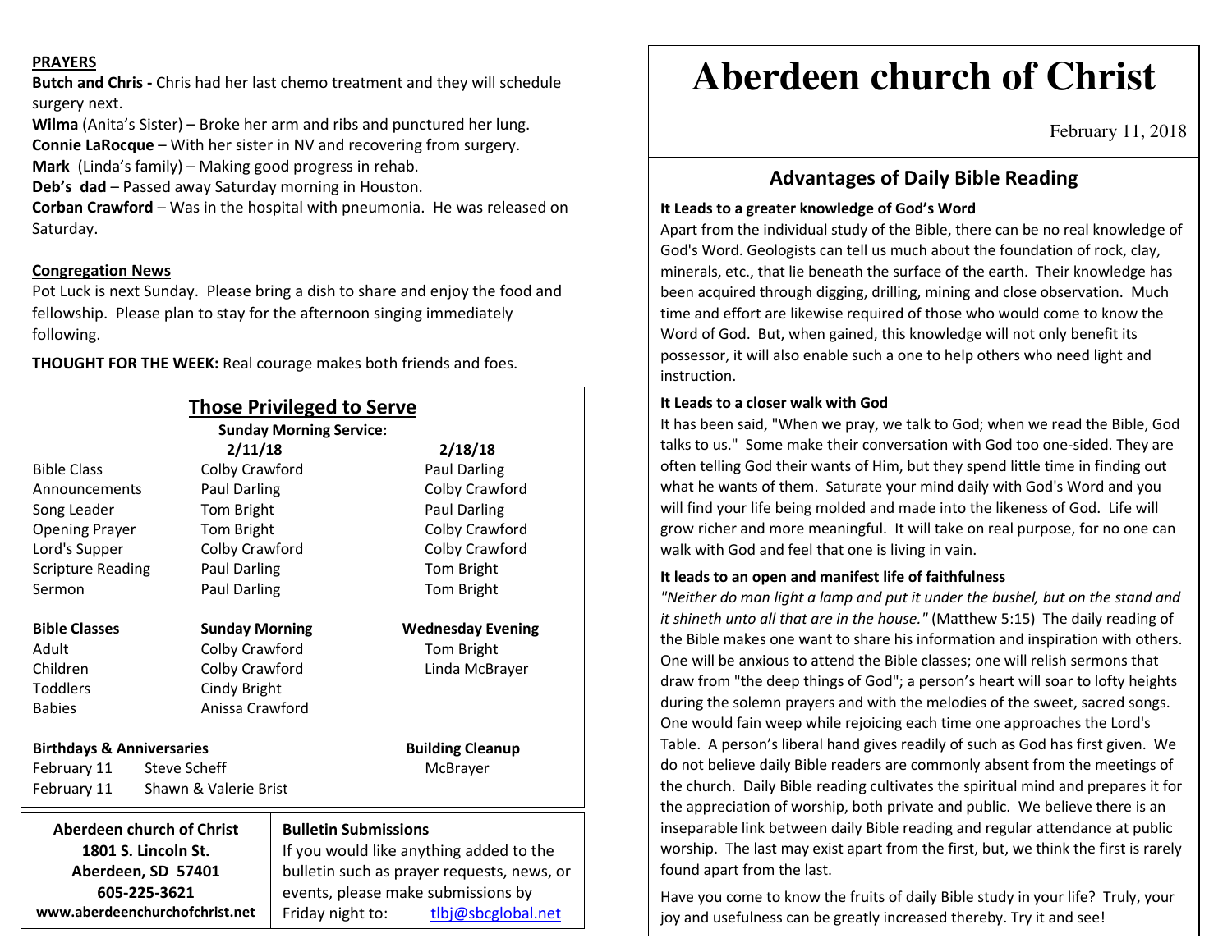# Aberdeen church of Christ

February 11, 2018

## Advantages of Daily Bible Reading

**It Leads to a greater knowledge of God's Word**

Apart from the individual study of the Bible, there can be no real knowledge of God's Word. Geologists can tell us much about the foundation of rock, clay, minerals, etc., that lie beneath the surface of the earth. Their knowledge has been acquired through digging, drilling, mining and close observation. Much time and effort are likewise required of those who would come to know the Word of God. But, when gained, this knowledge will not only benefit its possessor, it will also enable such a one to help others who need light and instruction.

**It Leads to a closer walk with God**

It has been said, "When we pray, we talk to God; when we read the Bible, God talks to us." Some make their conversation with God too one-sided. They are often telling God their wants of Him, but they spend little time in finding out what he wants of them. Saturate your mind daily with God's Word and you will find your life being molded and made into the likeness of God. Life will grow richer and more meaningful. It will take on real purpose, for no one can walk with God and feel that one is living in vain.

**It leads to an open and manifest life of faithfulness**

*"Neither do man light a lamp and put it under the bushel, but on the stand and it shineth unto all that are in the house."* (Matthew 5:15) The daily reading of the Bible makes one want to share his information and inspiration with others. One will be anxious to attend the Bible classes; one will relish sermons that draw from "the deep things of God"; a person's heart will soar to lofty heights during the solemn prayers and with the melodies of the sweet, sacred songs. One would fain weep while rejoicing each time one approaches the Lord's Table. A person's liberal hand gives readily of such as God has first given. We do not believe daily Bible readers are commonly absent from the meetings of the church. Daily Bible reading cultivates the spiritual mind and prepares it for the appreciation of worship, both private and public. We believe there is an inseparable link between daily Bible reading and regular attendance at public worship. The last may exist apart from the first, but, we think the first is rarely found apart from the last.

Have you come to know the fruits of daily Bible study in your life? Truly, your joy and usefulness can be greatly increased thereby. Try it and see!

**PRAYERS**

**Butch and Chris -** Chris had her last chemo treatment and they will schedule surgery next.
**Wilma** (Anita's Sister) – Broke her arm and ribs and punctured her lung.
**Connie LaRocque** – With her sister in NV and recovering from surgery.
**Mark** (Linda's family) – Making good progress in rehab.
**Deb's dad** – Passed away Saturday morning in Houston.
**Corban Crawford** – Was in the hospital with pneumonia. He was released on Saturday.

**Congregation News**

Pot Luck is next Sunday. Please bring a dish to share and enjoy the food and fellowship. Please plan to stay for the afternoon singing immediately following.

**THOUGHT FOR THE WEEK:** Real courage makes both friends and foes.

## Those Privileged to Serve

**Sunday Morning Service:**

| | 2/11/18 | 2/18/18 |
|---|---|---|
| Bible Class | Colby Crawford | Paul Darling |
| Announcements | Paul Darling | Colby Crawford |
| Song Leader | Tom Bright | Paul Darling |
| Opening Prayer | Tom Bright | Colby Crawford |
| Lord's Supper | Colby Crawford | Colby Crawford |
| Scripture Reading | Paul Darling | Tom Bright |
| Sermon | Paul Darling | Tom Bright |

| Bible Classes | Sunday Morning | Wednesday Evening |
|---|---|---|
| Adult | Colby Crawford | Tom Bright |
| Children | Colby Crawford | Linda McBrayer |
| Toddlers | Cindy Bright | |
| Babies | Anissa Crawford | |

**Birthdays & Anniversaries**

February 11 Steve Scheff
February 11 Shawn & Valerie Brist

**Building Cleanup**

McBrayer

**Aberdeen church of Christ**
**1801 S. Lincoln St.**
**Aberdeen, SD 57401**
**605-225-3621**
**www.aberdeenchurchofchrist.net**

**Bulletin Submissions**

If you would like anything added to the bulletin such as prayer requests, news, or events, please make submissions by Friday night to: tlbj@sbcglobal.net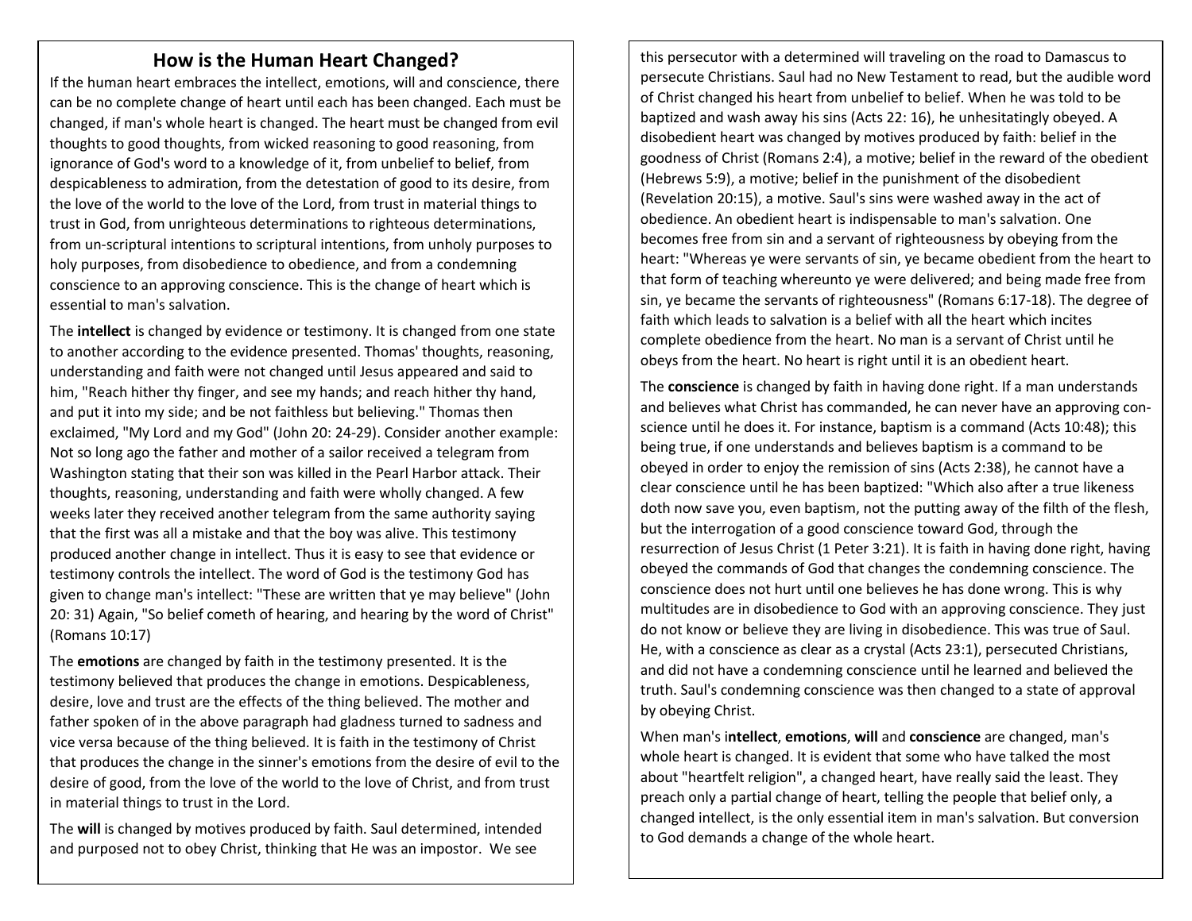# How is the Human Heart Changed?

If the human heart embraces the intellect, emotions, will and conscience, there can be no complete change of heart until each has been changed. Each must be changed, if man's whole heart is changed. The heart must be changed from evil thoughts to good thoughts, from wicked reasoning to good reasoning, from ignorance of God's word to a knowledge of it, from unbelief to belief, from despicableness to admiration, from the detestation of good to its desire, from the love of the world to the love of the Lord, from trust in material things to trust in God, from unrighteous determinations to righteous determinations, from un-scriptural intentions to scriptural intentions, from unholy purposes to holy purposes, from disobedience to obedience, and from a condemning conscience to an approving conscience. This is the change of heart which is essential to man's salvation.

The **intellect** is changed by evidence or testimony. It is changed from one state to another according to the evidence presented. Thomas' thoughts, reasoning, understanding and faith were not changed until Jesus appeared and said to him, "Reach hither thy finger, and see my hands; and reach hither thy hand, and put it into my side; and be not faithless but believing." Thomas then exclaimed, "My Lord and my God" (John 20: 24-29). Consider another example: Not so long ago the father and mother of a sailor received a telegram from Washington stating that their son was killed in the Pearl Harbor attack. Their thoughts, reasoning, understanding and faith were wholly changed. A few weeks later they received another telegram from the same authority saying that the first was all a mistake and that the boy was alive. This testimony produced another change in intellect. Thus it is easy to see that evidence or testimony controls the intellect. The word of God is the testimony God has given to change man's intellect: "These are written that ye may believe" (John 20: 31) Again, "So belief cometh of hearing, and hearing by the word of Christ" (Romans 10:17)

The **emotions** are changed by faith in the testimony presented. It is the testimony believed that produces the change in emotions. Despicableness, desire, love and trust are the effects of the thing believed. The mother and father spoken of in the above paragraph had gladness turned to sadness and vice versa because of the thing believed. It is faith in the testimony of Christ that produces the change in the sinner's emotions from the desire of evil to the desire of good, from the love of the world to the love of Christ, and from trust in material things to trust in the Lord.

The **will** is changed by motives produced by faith. Saul determined, intended and purposed not to obey Christ, thinking that He was an impostor. We see this persecutor with a determined will traveling on the road to Damascus to persecute Christians. Saul had no New Testament to read, but the audible word of Christ changed his heart from unbelief to belief. When he was told to be baptized and wash away his sins (Acts 22: 16), he unhesitatingly obeyed. A disobedient heart was changed by motives produced by faith: belief in the goodness of Christ (Romans 2:4), a motive; belief in the reward of the obedient (Hebrews 5:9), a motive; belief in the punishment of the disobedient (Revelation 20:15), a motive. Saul's sins were washed away in the act of obedience. An obedient heart is indispensable to man's salvation. One becomes free from sin and a servant of righteousness by obeying from the heart: "Whereas ye were servants of sin, ye became obedient from the heart to that form of teaching whereunto ye were delivered; and being made free from sin, ye became the servants of righteousness" (Romans 6:17-18). The degree of faith which leads to salvation is a belief with all the heart which incites complete obedience from the heart. No man is a servant of Christ until he obeys from the heart. No heart is right until it is an obedient heart.

The **conscience** is changed by faith in having done right. If a man understands and believes what Christ has commanded, he can never have an approving conscience until he does it. For instance, baptism is a command (Acts 10:48); this being true, if one understands and believes baptism is a command to be obeyed in order to enjoy the remission of sins (Acts 2:38), he cannot have a clear conscience until he has been baptized: "Which also after a true likeness doth now save you, even baptism, not the putting away of the filth of the flesh, but the interrogation of a good conscience toward God, through the resurrection of Jesus Christ (1 Peter 3:21). It is faith in having done right, having obeyed the commands of God that changes the condemning conscience. The conscience does not hurt until one believes he has done wrong. This is why multitudes are in disobedience to God with an approving conscience. They just do not know or believe they are living in disobedience. This was true of Saul. He, with a conscience as clear as a crystal (Acts 23:1), persecuted Christians, and did not have a condemning conscience until he learned and believed the truth. Saul's condemning conscience was then changed to a state of approval by obeying Christ.

When man's i**ntellect**, **emotions**, **will** and **conscience** are changed, man's whole heart is changed. It is evident that some who have talked the most about "heartfelt religion", a changed heart, have really said the least. They preach only a partial change of heart, telling the people that belief only, a changed intellect, is the only essential item in man's salvation. But conversion to God demands a change of the whole heart.